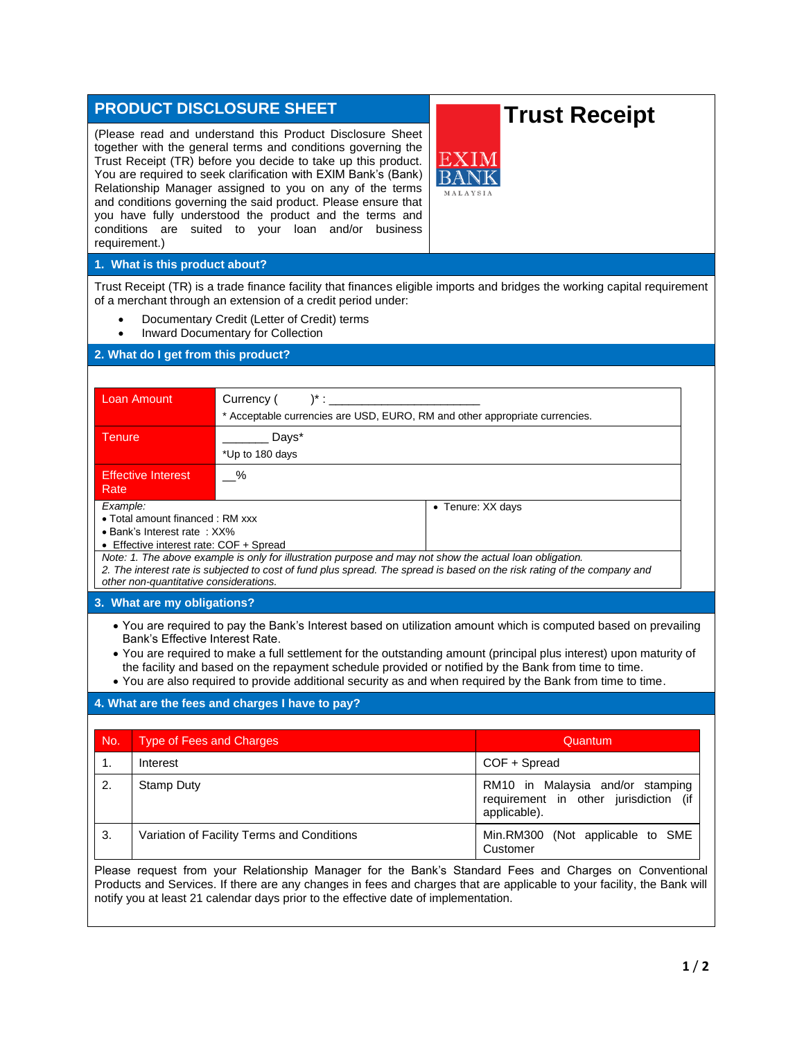# PRODUCT DISCLOSURE SHEET

# Trust Receipt

(Please read and understand this Product Disclosure Sheet together with the general terms and conditions governing the Trust Receipt (TR) before you decide to take up this product. You are required to seek clarification with EXIM Bank's (Bank) Relationship Manager assigned to you on any of the terms and conditions governing the said product. Please ensure that you have fully understood the product and the terms and conditions are suited to your loan and/or business requirement.)

EXIM BANK MALAYSIA

## 1. What is this product about?

Trust Receipt (TR) is a trade finance facility that finances eligible imports and bridges the working capital requirement of a merchant through an extension of a credit period under:

- Documentary Credit (Letter of Credit) terms
- Inward Documentary for Collection

## 2. What do I get from this product?

| | |
|---|---|
| Loan Amount | Currency (        )* : ________________________<br>* Acceptable currencies are USD, EURO, RM and other appropriate currencies. |
| Tenure | _______ Days*<br>*Up to 180 days |
| Effective Interest Rate | __% |
| *Example:*<br>• Total amount financed : RM xxx<br>• Bank's Interest rate : XX%<br>• Effective interest rate: COF + Spread | • Tenure: XX days |

*Note: 1. The above example is only for illustration purpose and may not show the actual loan obligation.*
*2. The interest rate is subjected to cost of fund plus spread. The spread is based on the risk rating of the company and other non-quantitative considerations.*

## 3. What are my obligations?

- You are required to pay the Bank's Interest based on utilization amount which is computed based on prevailing Bank's Effective Interest Rate.
- You are required to make a full settlement for the outstanding amount (principal plus interest) upon maturity of the facility and based on the repayment schedule provided or notified by the Bank from time to time.
- You are also required to provide additional security as and when required by the Bank from time to time.

## 4. What are the fees and charges I have to pay?

| No. | Type of Fees and Charges | Quantum |
|---|---|---|
| 1. | Interest | COF + Spread |
| 2. | Stamp Duty | RM10 in Malaysia and/or stamping requirement in other jurisdiction (if applicable). |
| 3. | Variation of Facility Terms and Conditions | Min.RM300 (Not applicable to SME Customer |

Please request from your Relationship Manager for the Bank's Standard Fees and Charges on Conventional Products and Services. If there are any changes in fees and charges that are applicable to your facility, the Bank will notify you at least 21 calendar days prior to the effective date of implementation.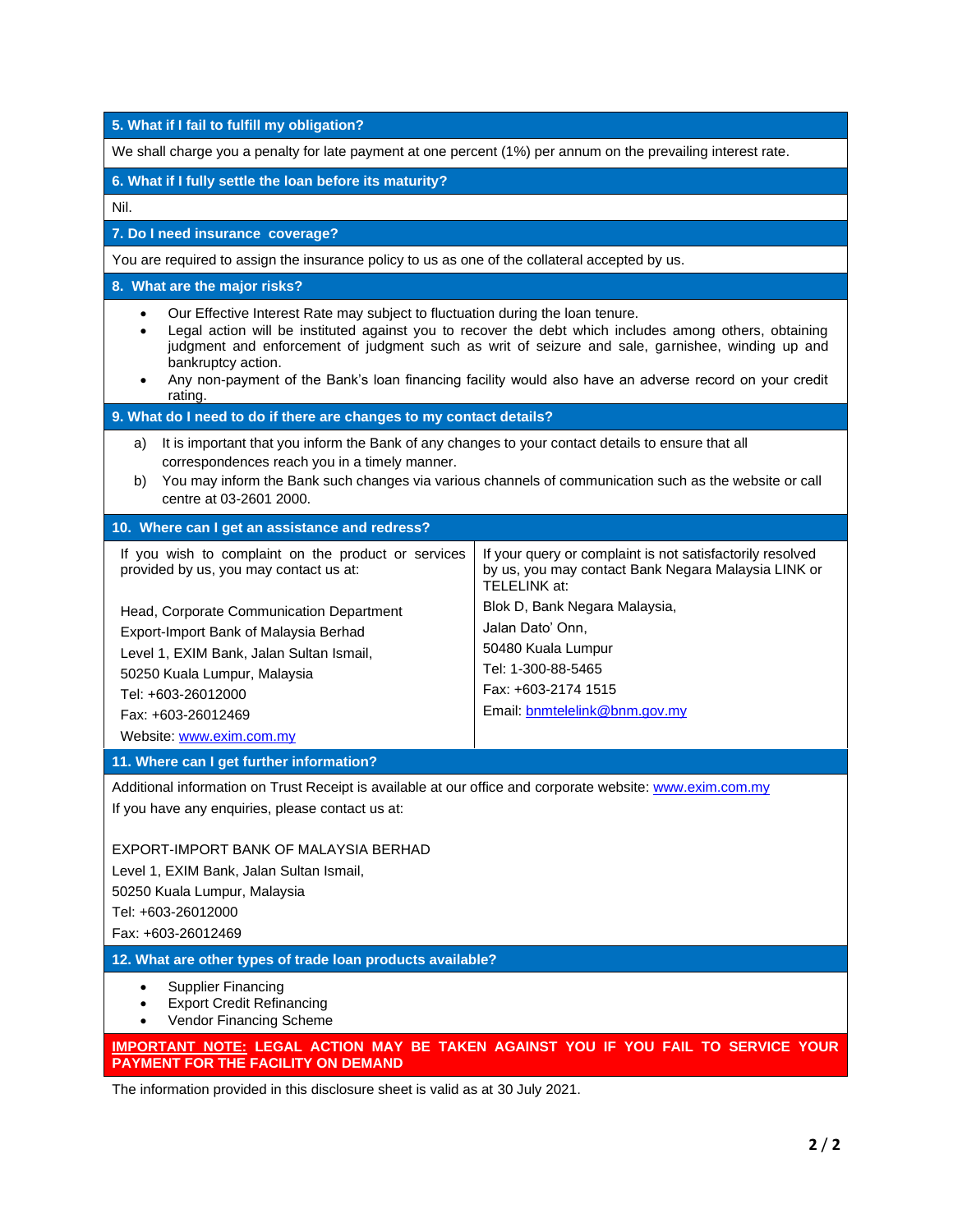## 5. What if I fail to fulfill my obligation?

We shall charge you a penalty for late payment at one percent (1%) per annum on the prevailing interest rate.

## 6. What if I fully settle the loan before its maturity?

Nil.

## 7. Do I need insurance coverage?

You are required to assign the insurance policy to us as one of the collateral accepted by us.

## 8. What are the major risks?

- Our Effective Interest Rate may subject to fluctuation during the loan tenure.
- Legal action will be instituted against you to recover the debt which includes among others, obtaining judgment and enforcement of judgment such as writ of seizure and sale, garnishee, winding up and bankruptcy action.
- Any non-payment of the Bank's loan financing facility would also have an adverse record on your credit rating.

## 9. What do I need to do if there are changes to my contact details?

a) It is important that you inform the Bank of any changes to your contact details to ensure that all correspondences reach you in a timely manner.

b) You may inform the Bank such changes via various channels of communication such as the website or call centre at 03-2601 2000.

## 10. Where can I get an assistance and redress?

| | |
|---|---|
| If you wish to complaint on the product or services provided by us, you may contact us at: | If your query or complaint is not satisfactorily resolved by us, you may contact Bank Negara Malaysia LINK or TELELINK at: |
| Head, Corporate Communication Department<br>Export-Import Bank of Malaysia Berhad<br>Level 1, EXIM Bank, Jalan Sultan Ismail,<br>50250 Kuala Lumpur, Malaysia<br>Tel: +603-26012000<br>Fax: +603-26012469<br>Website: www.exim.com.my | Blok D, Bank Negara Malaysia,<br>Jalan Dato' Onn,<br>50480 Kuala Lumpur<br>Tel: 1-300-88-5465<br>Fax: +603-2174 1515<br>Email: bnmtelelink@bnm.gov.my |

## 11. Where can I get further information?

Additional information on Trust Receipt is available at our office and corporate website: www.exim.com.my

If you have any enquiries, please contact us at:

EXPORT-IMPORT BANK OF MALAYSIA BERHAD
Level 1, EXIM Bank, Jalan Sultan Ismail,
50250 Kuala Lumpur, Malaysia
Tel: +603-26012000
Fax: +603-26012469

## 12. What are other types of trade loan products available?

- Supplier Financing
- Export Credit Refinancing
- Vendor Financing Scheme

**IMPORTANT NOTE: LEGAL ACTION MAY BE TAKEN AGAINST YOU IF YOU FAIL TO SERVICE YOUR PAYMENT FOR THE FACILITY ON DEMAND**

The information provided in this disclosure sheet is valid as at 30 July 2021.